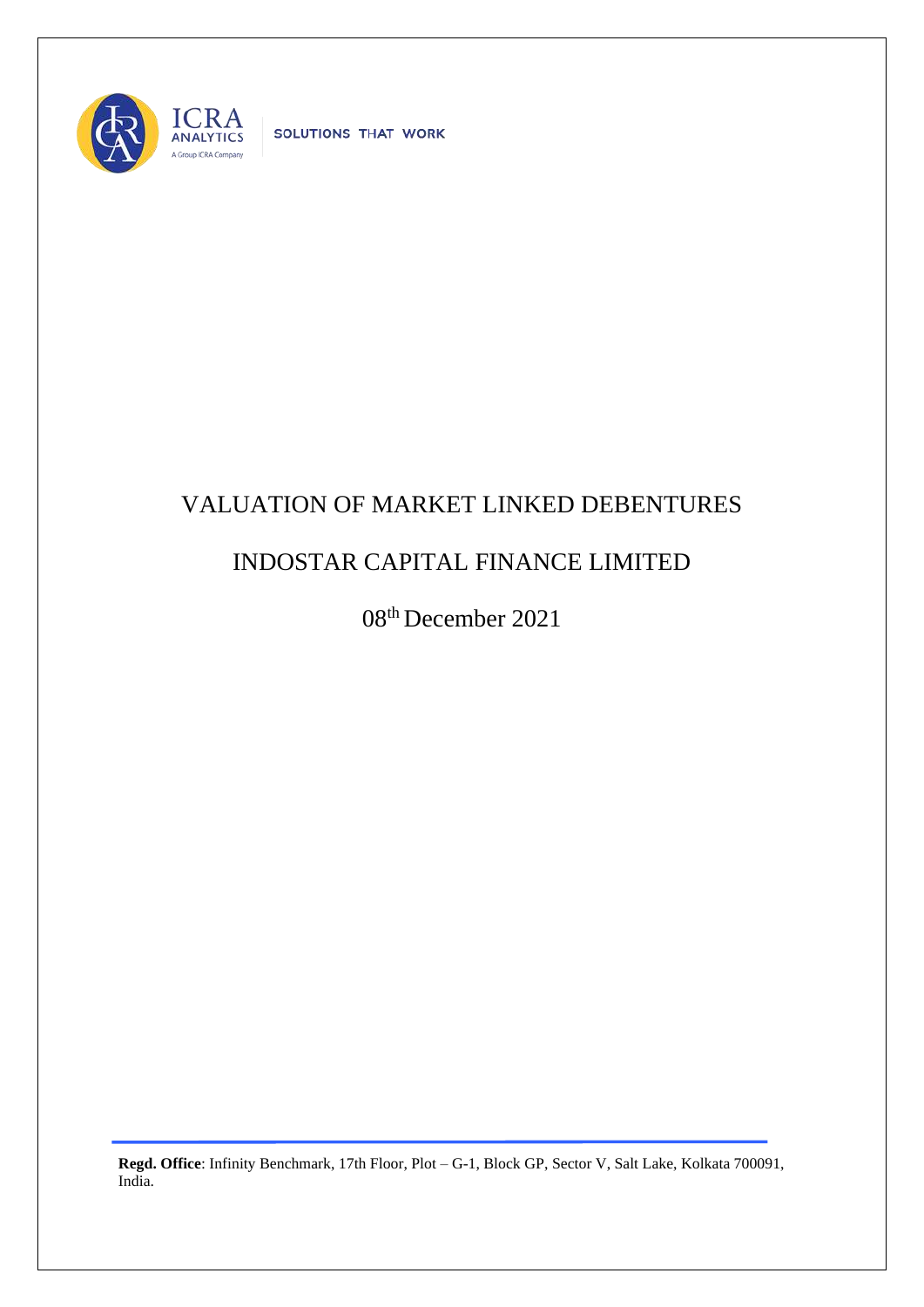# VALUATION OF MARKET LINKED DEBENTURES

# INDOSTAR CAPITAL FINANCE LIMITED

08th December 2021

**Regd. Office**: Infinity Benchmark, 17th Floor, Plot – G-1, Block GP, Sector V, Salt Lake, Kolkata 700091, India.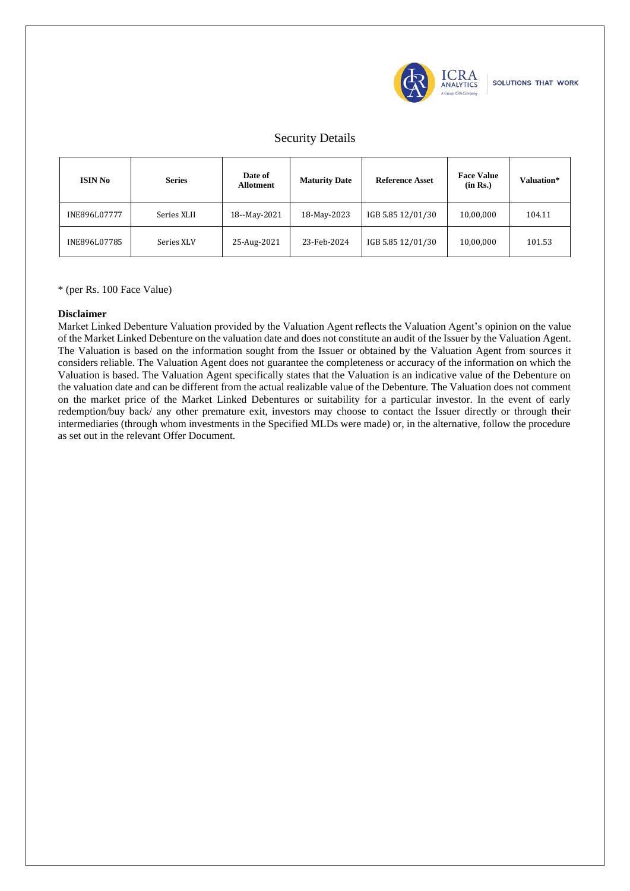## Security Details

| ISIN No | Series | Date of Allotment | Maturity Date | Reference Asset | Face Value (in Rs.) | Valuation* |
|---|---|---|---|---|---|---|
| INE896L07777 | Series XLII | 18--May-2021 | 18-May-2023 | IGB 5.85 12/01/30 | 10,00,000 | 104.11 |
| INE896L07785 | Series XLV | 25-Aug-2021 | 23-Feb-2024 | IGB 5.85 12/01/30 | 10,00,000 | 101.53 |

* (per Rs. 100 Face Value)

**Disclaimer**

Market Linked Debenture Valuation provided by the Valuation Agent reflects the Valuation Agent's opinion on the value of the Market Linked Debenture on the valuation date and does not constitute an audit of the Issuer by the Valuation Agent. The Valuation is based on the information sought from the Issuer or obtained by the Valuation Agent from sources it considers reliable. The Valuation Agent does not guarantee the completeness or accuracy of the information on which the Valuation is based. The Valuation Agent specifically states that the Valuation is an indicative value of the Debenture on the valuation date and can be different from the actual realizable value of the Debenture. The Valuation does not comment on the market price of the Market Linked Debentures or suitability for a particular investor. In the event of early redemption/buy back/ any other premature exit, investors may choose to contact the Issuer directly or through their intermediaries (through whom investments in the Specified MLDs were made) or, in the alternative, follow the procedure as set out in the relevant Offer Document.